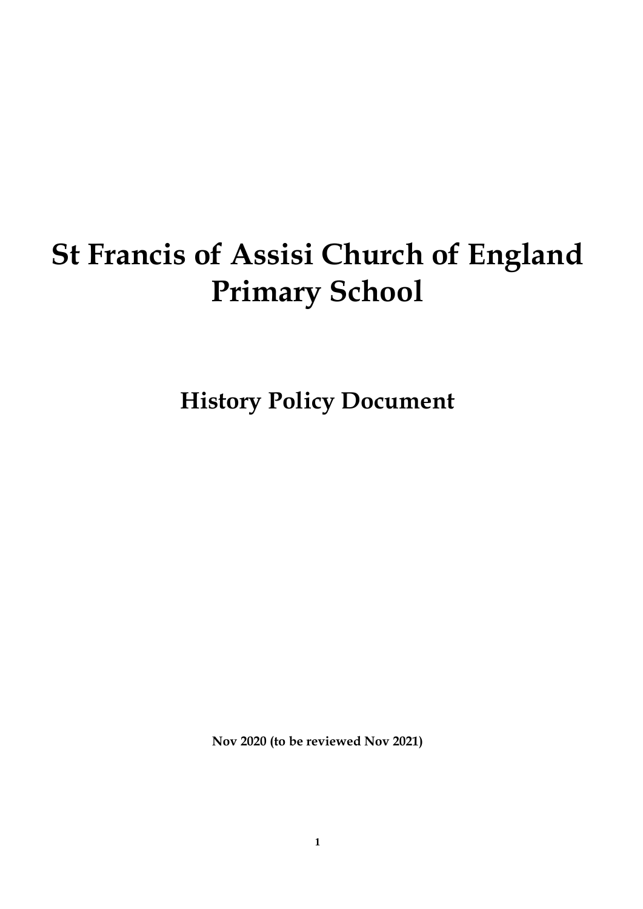# St Francis of Assisi Church of England Primary School

## History Policy Document

**Nov 2020 (to be reviewed Nov 2021)**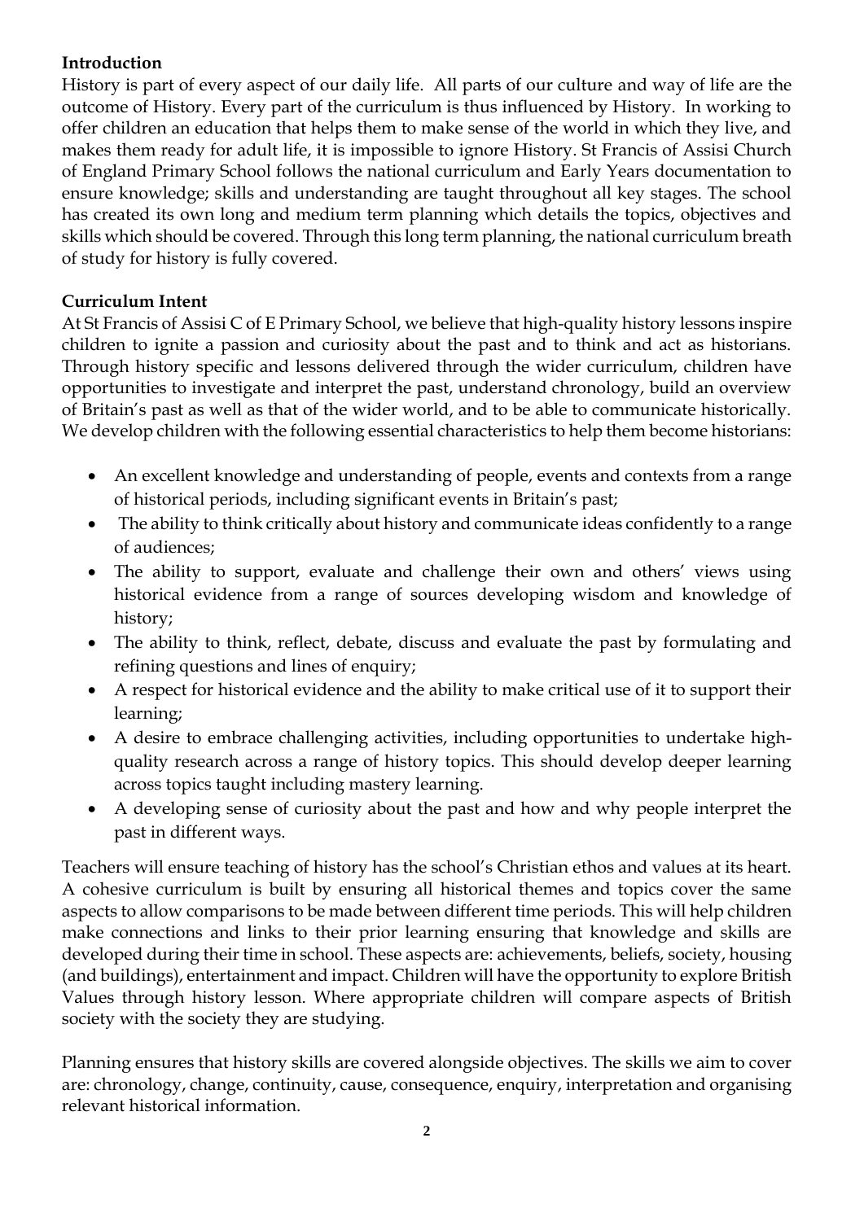**Introduction**

History is part of every aspect of our daily life. All parts of our culture and way of life are the outcome of History. Every part of the curriculum is thus influenced by History. In working to offer children an education that helps them to make sense of the world in which they live, and makes them ready for adult life, it is impossible to ignore History. St Francis of Assisi Church of England Primary School follows the national curriculum and Early Years documentation to ensure knowledge; skills and understanding are taught throughout all key stages. The school has created its own long and medium term planning which details the topics, objectives and skills which should be covered. Through this long term planning, the national curriculum breath of study for history is fully covered.

**Curriculum Intent**

At St Francis of Assisi C of E Primary School, we believe that high-quality history lessons inspire children to ignite a passion and curiosity about the past and to think and act as historians. Through history specific and lessons delivered through the wider curriculum, children have opportunities to investigate and interpret the past, understand chronology, build an overview of Britain's past as well as that of the wider world, and to be able to communicate historically. We develop children with the following essential characteristics to help them become historians:

- An excellent knowledge and understanding of people, events and contexts from a range of historical periods, including significant events in Britain's past;
- The ability to think critically about history and communicate ideas confidently to a range of audiences;
- The ability to support, evaluate and challenge their own and others' views using historical evidence from a range of sources developing wisdom and knowledge of history;
- The ability to think, reflect, debate, discuss and evaluate the past by formulating and refining questions and lines of enquiry;
- A respect for historical evidence and the ability to make critical use of it to support their learning;
- A desire to embrace challenging activities, including opportunities to undertake high-quality research across a range of history topics. This should develop deeper learning across topics taught including mastery learning.
- A developing sense of curiosity about the past and how and why people interpret the past in different ways.

Teachers will ensure teaching of history has the school's Christian ethos and values at its heart. A cohesive curriculum is built by ensuring all historical themes and topics cover the same aspects to allow comparisons to be made between different time periods. This will help children make connections and links to their prior learning ensuring that knowledge and skills are developed during their time in school. These aspects are: achievements, beliefs, society, housing (and buildings), entertainment and impact. Children will have the opportunity to explore British Values through history lesson. Where appropriate children will compare aspects of British society with the society they are studying.

Planning ensures that history skills are covered alongside objectives. The skills we aim to cover are: chronology, change, continuity, cause, consequence, enquiry, interpretation and organising relevant historical information.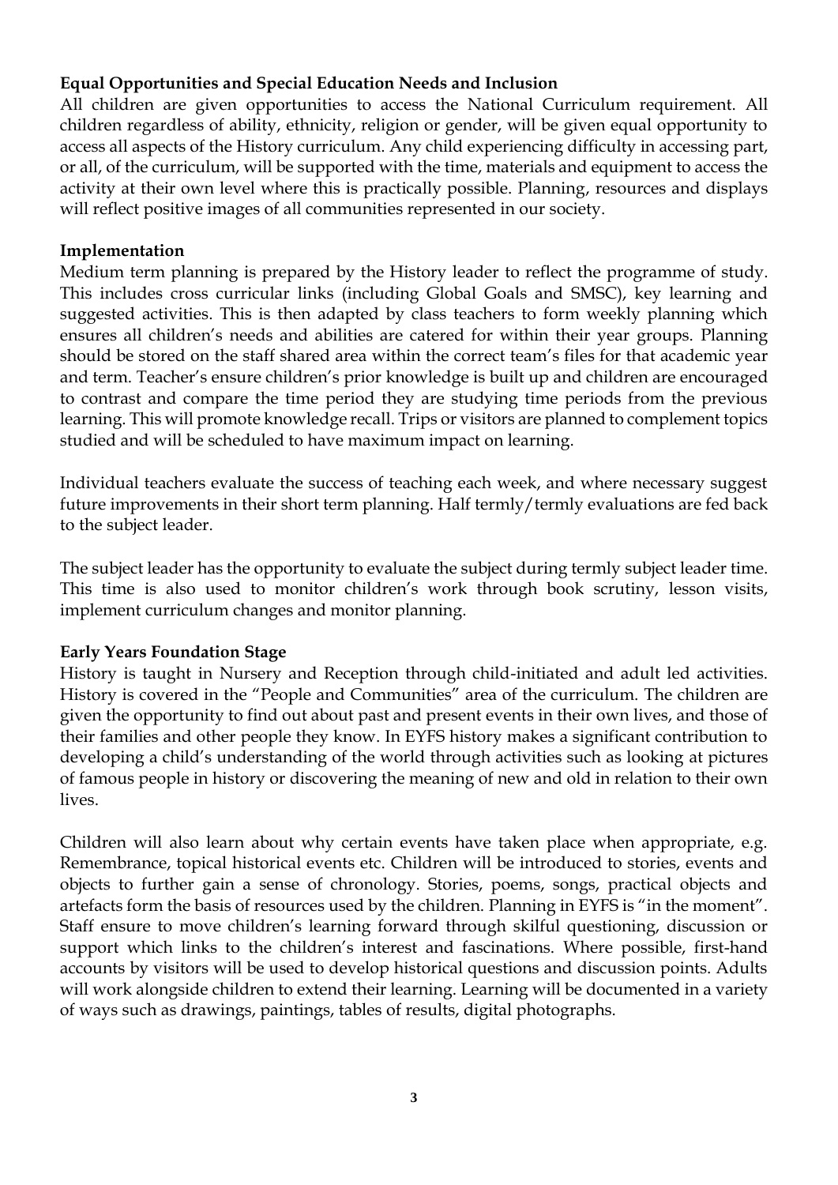**Equal Opportunities and Special Education Needs and Inclusion**

All children are given opportunities to access the National Curriculum requirement. All children regardless of ability, ethnicity, religion or gender, will be given equal opportunity to access all aspects of the History curriculum. Any child experiencing difficulty in accessing part, or all, of the curriculum, will be supported with the time, materials and equipment to access the activity at their own level where this is practically possible. Planning, resources and displays will reflect positive images of all communities represented in our society.

**Implementation**

Medium term planning is prepared by the History leader to reflect the programme of study. This includes cross curricular links (including Global Goals and SMSC), key learning and suggested activities. This is then adapted by class teachers to form weekly planning which ensures all children's needs and abilities are catered for within their year groups. Planning should be stored on the staff shared area within the correct team's files for that academic year and term. Teacher's ensure children's prior knowledge is built up and children are encouraged to contrast and compare the time period they are studying time periods from the previous learning. This will promote knowledge recall. Trips or visitors are planned to complement topics studied and will be scheduled to have maximum impact on learning.

Individual teachers evaluate the success of teaching each week, and where necessary suggest future improvements in their short term planning. Half termly/termly evaluations are fed back to the subject leader.

The subject leader has the opportunity to evaluate the subject during termly subject leader time. This time is also used to monitor children's work through book scrutiny, lesson visits, implement curriculum changes and monitor planning.

**Early Years Foundation Stage**

History is taught in Nursery and Reception through child-initiated and adult led activities. History is covered in the "People and Communities" area of the curriculum. The children are given the opportunity to find out about past and present events in their own lives, and those of their families and other people they know. In EYFS history makes a significant contribution to developing a child's understanding of the world through activities such as looking at pictures of famous people in history or discovering the meaning of new and old in relation to their own lives.

Children will also learn about why certain events have taken place when appropriate, e.g. Remembrance, topical historical events etc. Children will be introduced to stories, events and objects to further gain a sense of chronology. Stories, poems, songs, practical objects and artefacts form the basis of resources used by the children. Planning in EYFS is "in the moment". Staff ensure to move children's learning forward through skilful questioning, discussion or support which links to the children's interest and fascinations. Where possible, first-hand accounts by visitors will be used to develop historical questions and discussion points. Adults will work alongside children to extend their learning. Learning will be documented in a variety of ways such as drawings, paintings, tables of results, digital photographs.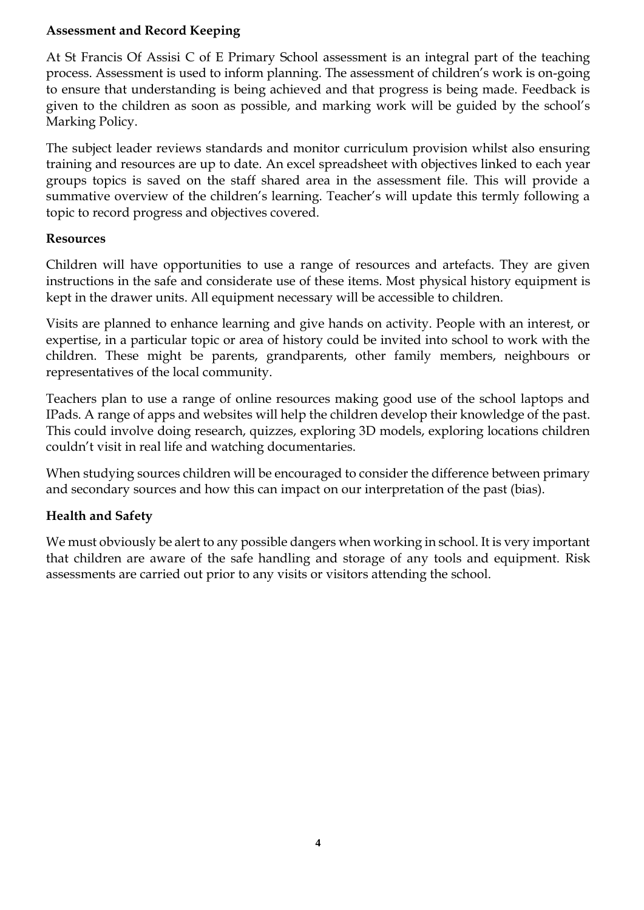**Assessment and Record Keeping**

At St Francis Of Assisi C of E Primary School assessment is an integral part of the teaching process. Assessment is used to inform planning. The assessment of children's work is on-going to ensure that understanding is being achieved and that progress is being made. Feedback is given to the children as soon as possible, and marking work will be guided by the school's Marking Policy.

The subject leader reviews standards and monitor curriculum provision whilst also ensuring training and resources are up to date. An excel spreadsheet with objectives linked to each year groups topics is saved on the staff shared area in the assessment file. This will provide a summative overview of the children's learning. Teacher's will update this termly following a topic to record progress and objectives covered.

**Resources**

Children will have opportunities to use a range of resources and artefacts. They are given instructions in the safe and considerate use of these items. Most physical history equipment is kept in the drawer units. All equipment necessary will be accessible to children.

Visits are planned to enhance learning and give hands on activity. People with an interest, or expertise, in a particular topic or area of history could be invited into school to work with the children. These might be parents, grandparents, other family members, neighbours or representatives of the local community.

Teachers plan to use a range of online resources making good use of the school laptops and IPads. A range of apps and websites will help the children develop their knowledge of the past. This could involve doing research, quizzes, exploring 3D models, exploring locations children couldn't visit in real life and watching documentaries.

When studying sources children will be encouraged to consider the difference between primary and secondary sources and how this can impact on our interpretation of the past (bias).

**Health and Safety**

We must obviously be alert to any possible dangers when working in school. It is very important that children are aware of the safe handling and storage of any tools and equipment. Risk assessments are carried out prior to any visits or visitors attending the school.